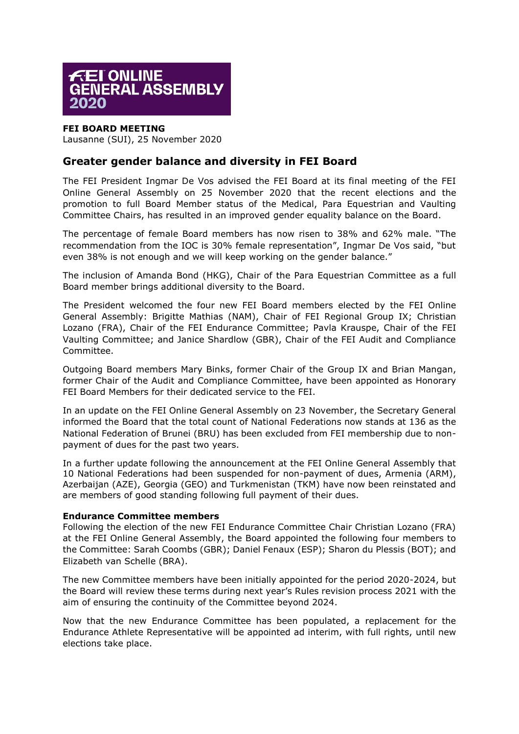FEI ONLINE GENERAL ASSEMBLY 2020

**FEI BOARD MEETING**
Lausanne (SUI), 25 November 2020

## Greater gender balance and diversity in FEI Board

The FEI President Ingmar De Vos advised the FEI Board at its final meeting of the FEI Online General Assembly on 25 November 2020 that the recent elections and the promotion to full Board Member status of the Medical, Para Equestrian and Vaulting Committee Chairs, has resulted in an improved gender equality balance on the Board.

The percentage of female Board members has now risen to 38% and 62% male. "The recommendation from the IOC is 30% female representation", Ingmar De Vos said, "but even 38% is not enough and we will keep working on the gender balance."

The inclusion of Amanda Bond (HKG), Chair of the Para Equestrian Committee as a full Board member brings additional diversity to the Board.

The President welcomed the four new FEI Board members elected by the FEI Online General Assembly: Brigitte Mathias (NAM), Chair of FEI Regional Group IX; Christian Lozano (FRA), Chair of the FEI Endurance Committee; Pavla Krauspe, Chair of the FEI Vaulting Committee; and Janice Shardlow (GBR), Chair of the FEI Audit and Compliance Committee.

Outgoing Board members Mary Binks, former Chair of the Group IX and Brian Mangan, former Chair of the Audit and Compliance Committee, have been appointed as Honorary FEI Board Members for their dedicated service to the FEI.

In an update on the FEI Online General Assembly on 23 November, the Secretary General informed the Board that the total count of National Federations now stands at 136 as the National Federation of Brunei (BRU) has been excluded from FEI membership due to non-payment of dues for the past two years.

In a further update following the announcement at the FEI Online General Assembly that 10 National Federations had been suspended for non-payment of dues, Armenia (ARM), Azerbaijan (AZE), Georgia (GEO) and Turkmenistan (TKM) have now been reinstated and are members of good standing following full payment of their dues.

**Endurance Committee members**

Following the election of the new FEI Endurance Committee Chair Christian Lozano (FRA) at the FEI Online General Assembly, the Board appointed the following four members to the Committee: Sarah Coombs (GBR); Daniel Fenaux (ESP); Sharon du Plessis (BOT); and Elizabeth van Schelle (BRA).

The new Committee members have been initially appointed for the period 2020-2024, but the Board will review these terms during next year's Rules revision process 2021 with the aim of ensuring the continuity of the Committee beyond 2024.

Now that the new Endurance Committee has been populated, a replacement for the Endurance Athlete Representative will be appointed ad interim, with full rights, until new elections take place.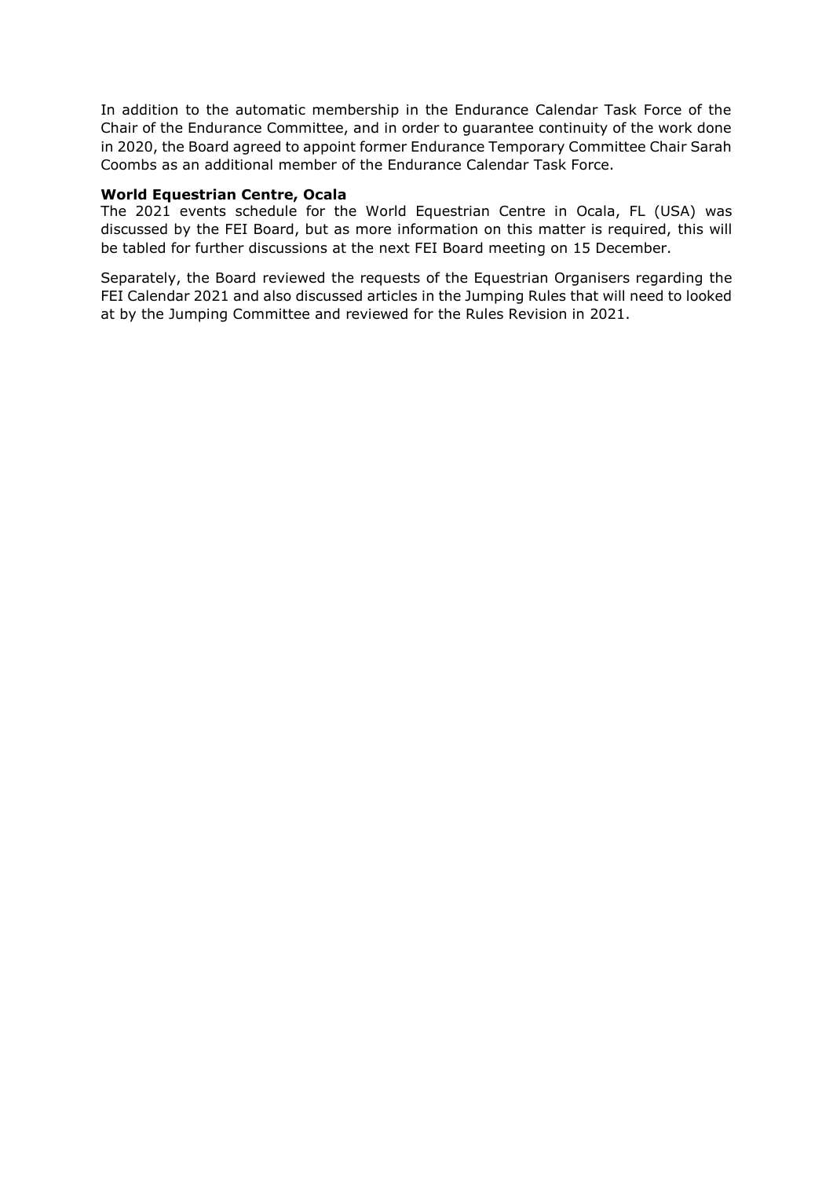In addition to the automatic membership in the Endurance Calendar Task Force of the Chair of the Endurance Committee, and in order to guarantee continuity of the work done in 2020, the Board agreed to appoint former Endurance Temporary Committee Chair Sarah Coombs as an additional member of the Endurance Calendar Task Force.

**World Equestrian Centre, Ocala**

The 2021 events schedule for the World Equestrian Centre in Ocala, FL (USA) was discussed by the FEI Board, but as more information on this matter is required, this will be tabled for further discussions at the next FEI Board meeting on 15 December.

Separately, the Board reviewed the requests of the Equestrian Organisers regarding the FEI Calendar 2021 and also discussed articles in the Jumping Rules that will need to looked at by the Jumping Committee and reviewed for the Rules Revision in 2021.